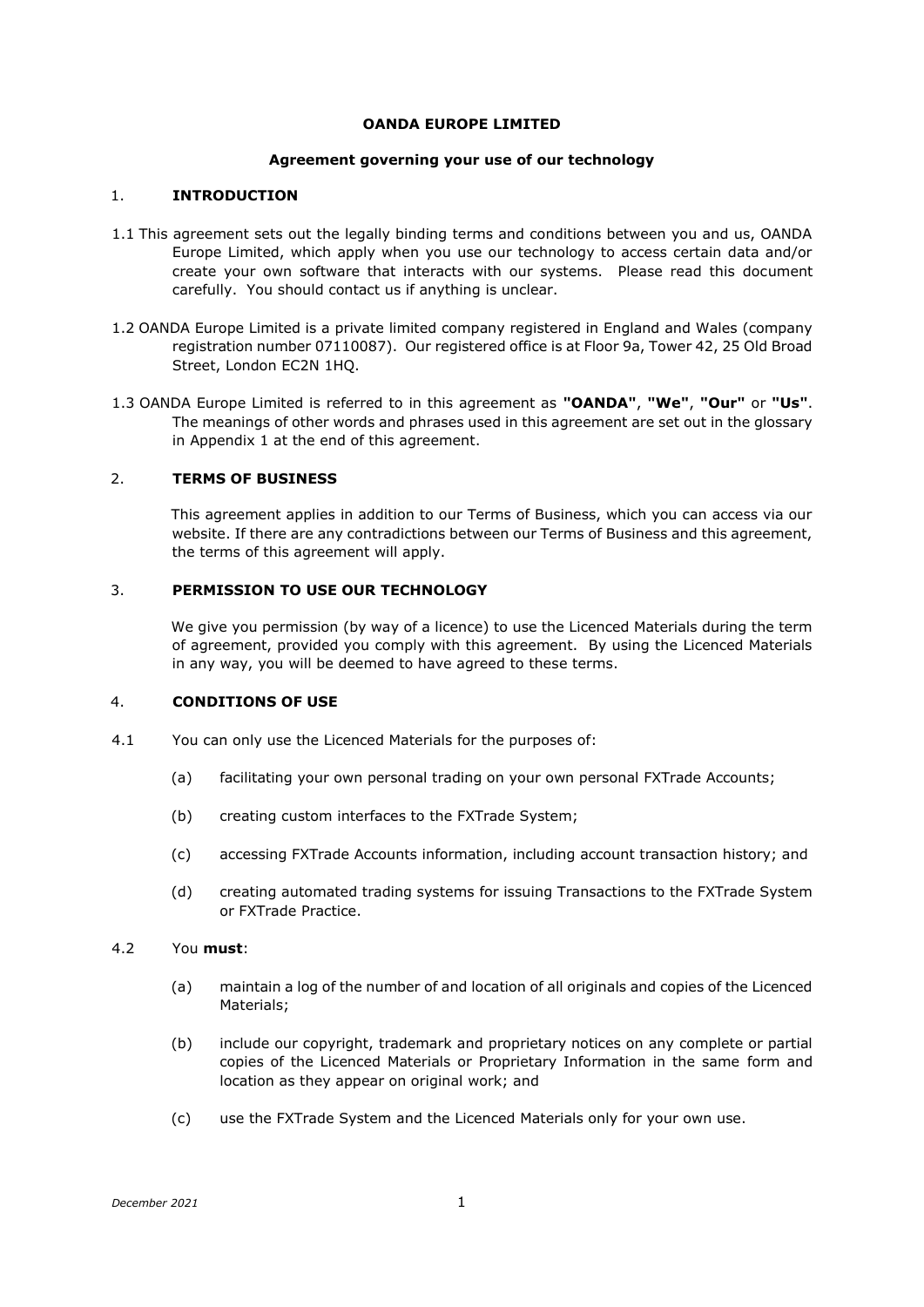**OANDA EUROPE LIMITED**

**Agreement governing your use of our technology**

## 1. INTRODUCTION

1.1 This agreement sets out the legally binding terms and conditions between you and us, OANDA Europe Limited, which apply when you use our technology to access certain data and/or create your own software that interacts with our systems. Please read this document carefully. You should contact us if anything is unclear.

1.2 OANDA Europe Limited is a private limited company registered in England and Wales (company registration number 07110087). Our registered office is at Floor 9a, Tower 42, 25 Old Broad Street, London EC2N 1HQ.

1.3 OANDA Europe Limited is referred to in this agreement as **"OANDA"**, **"We"**, **"Our"** or **"Us"**. The meanings of other words and phrases used in this agreement are set out in the glossary in Appendix 1 at the end of this agreement.

## 2. TERMS OF BUSINESS

This agreement applies in addition to our Terms of Business, which you can access via our website. If there are any contradictions between our Terms of Business and this agreement, the terms of this agreement will apply.

## 3. PERMISSION TO USE OUR TECHNOLOGY

We give you permission (by way of a licence) to use the Licenced Materials during the term of agreement, provided you comply with this agreement. By using the Licenced Materials in any way, you will be deemed to have agreed to these terms.

## 4. CONDITIONS OF USE

4.1 You can only use the Licenced Materials for the purposes of:

- (a) facilitating your own personal trading on your own personal FXTrade Accounts;
- (b) creating custom interfaces to the FXTrade System;
- (c) accessing FXTrade Accounts information, including account transaction history; and
- (d) creating automated trading systems for issuing Transactions to the FXTrade System or FXTrade Practice.

4.2 You **must**:

- (a) maintain a log of the number of and location of all originals and copies of the Licenced Materials;
- (b) include our copyright, trademark and proprietary notices on any complete or partial copies of the Licenced Materials or Proprietary Information in the same form and location as they appear on original work; and
- (c) use the FXTrade System and the Licenced Materials only for your own use.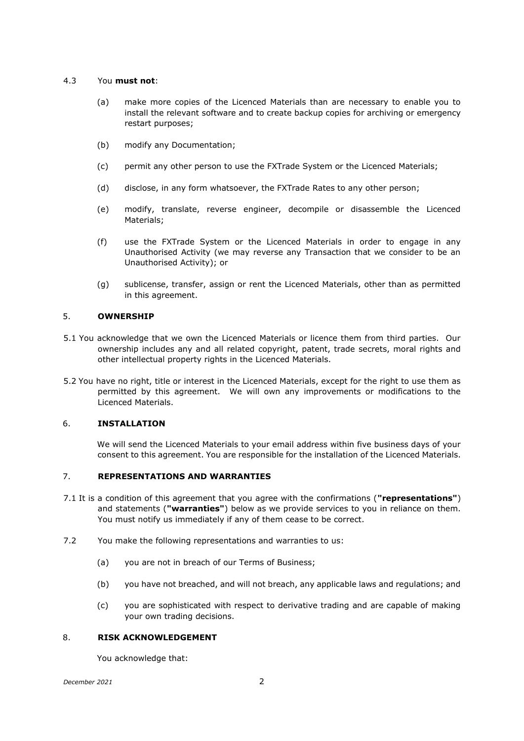4.3 You **must not**:

(a) make more copies of the Licenced Materials than are necessary to enable you to install the relevant software and to create backup copies for archiving or emergency restart purposes;

(b) modify any Documentation;

(c) permit any other person to use the FXTrade System or the Licenced Materials;

(d) disclose, in any form whatsoever, the FXTrade Rates to any other person;

(e) modify, translate, reverse engineer, decompile or disassemble the Licenced Materials;

(f) use the FXTrade System or the Licenced Materials in order to engage in any Unauthorised Activity (we may reverse any Transaction that we consider to be an Unauthorised Activity); or

(g) sublicense, transfer, assign or rent the Licenced Materials, other than as permitted in this agreement.

## 5. OWNERSHIP

5.1 You acknowledge that we own the Licenced Materials or licence them from third parties. Our ownership includes any and all related copyright, patent, trade secrets, moral rights and other intellectual property rights in the Licenced Materials.

5.2 You have no right, title or interest in the Licenced Materials, except for the right to use them as permitted by this agreement. We will own any improvements or modifications to the Licenced Materials.

## 6. INSTALLATION

We will send the Licenced Materials to your email address within five business days of your consent to this agreement. You are responsible for the installation of the Licenced Materials.

## 7. REPRESENTATIONS AND WARRANTIES

7.1 It is a condition of this agreement that you agree with the confirmations (**"representations"**) and statements (**"warranties"**) below as we provide services to you in reliance on them. You must notify us immediately if any of them cease to be correct.

7.2 You make the following representations and warranties to us:

(a) you are not in breach of our Terms of Business;

(b) you have not breached, and will not breach, any applicable laws and regulations; and

(c) you are sophisticated with respect to derivative trading and are capable of making your own trading decisions.

## 8. RISK ACKNOWLEDGEMENT

You acknowledge that: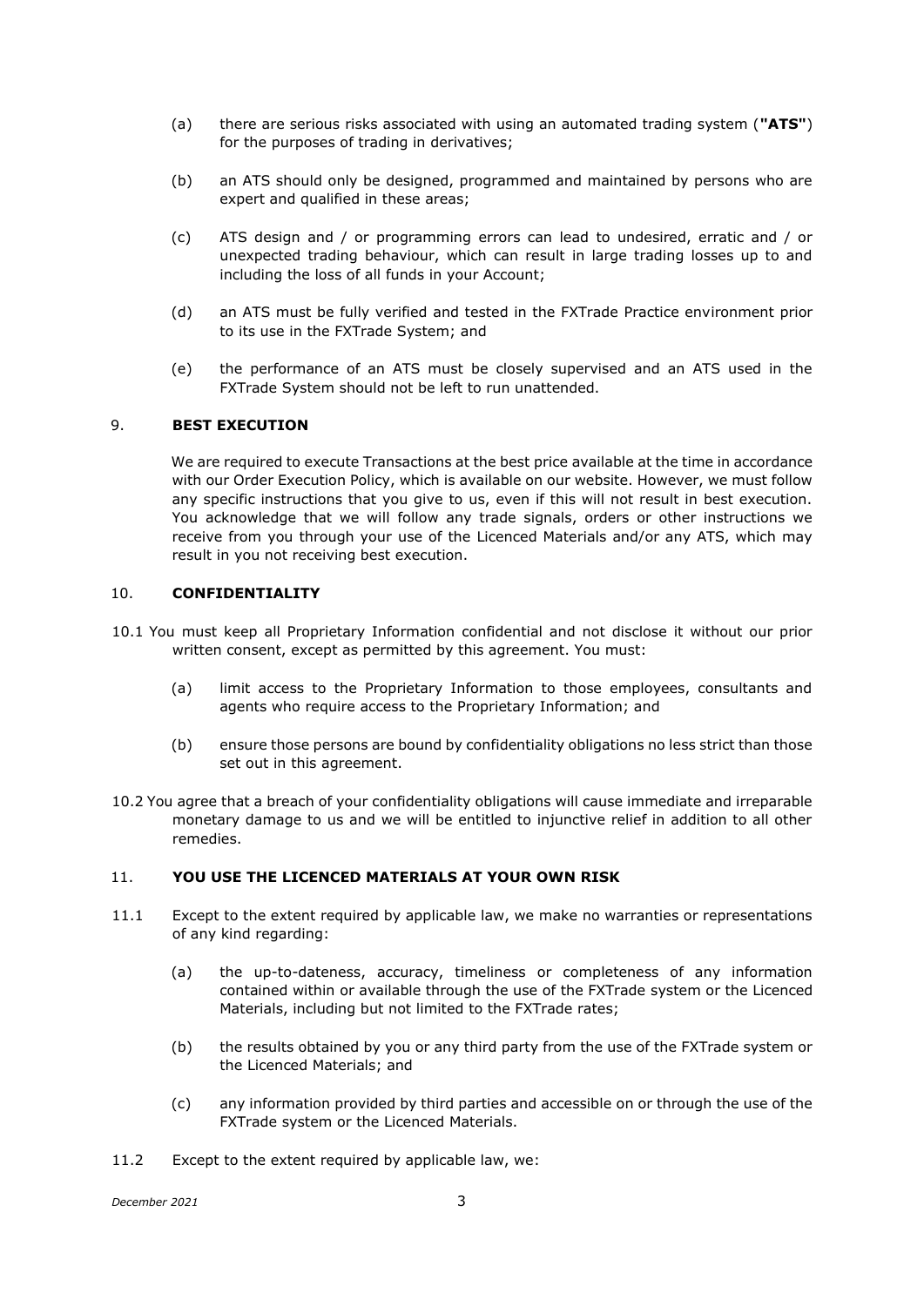(a) there are serious risks associated with using an automated trading system (**"ATS"**) for the purposes of trading in derivatives;

(b) an ATS should only be designed, programmed and maintained by persons who are expert and qualified in these areas;

(c) ATS design and / or programming errors can lead to undesired, erratic and / or unexpected trading behaviour, which can result in large trading losses up to and including the loss of all funds in your Account;

(d) an ATS must be fully verified and tested in the FXTrade Practice environment prior to its use in the FXTrade System; and

(e) the performance of an ATS must be closely supervised and an ATS used in the FXTrade System should not be left to run unattended.

## 9. BEST EXECUTION

We are required to execute Transactions at the best price available at the time in accordance with our Order Execution Policy, which is available on our website. However, we must follow any specific instructions that you give to us, even if this will not result in best execution. You acknowledge that we will follow any trade signals, orders or other instructions we receive from you through your use of the Licenced Materials and/or any ATS, which may result in you not receiving best execution.

## 10. CONFIDENTIALITY

10.1 You must keep all Proprietary Information confidential and not disclose it without our prior written consent, except as permitted by this agreement. You must:

(a) limit access to the Proprietary Information to those employees, consultants and agents who require access to the Proprietary Information; and

(b) ensure those persons are bound by confidentiality obligations no less strict than those set out in this agreement.

10.2 You agree that a breach of your confidentiality obligations will cause immediate and irreparable monetary damage to us and we will be entitled to injunctive relief in addition to all other remedies.

## 11. YOU USE THE LICENCED MATERIALS AT YOUR OWN RISK

11.1 Except to the extent required by applicable law, we make no warranties or representations of any kind regarding:

(a) the up-to-dateness, accuracy, timeliness or completeness of any information contained within or available through the use of the FXTrade system or the Licenced Materials, including but not limited to the FXTrade rates;

(b) the results obtained by you or any third party from the use of the FXTrade system or the Licenced Materials; and

(c) any information provided by third parties and accessible on or through the use of the FXTrade system or the Licenced Materials.

11.2 Except to the extent required by applicable law, we: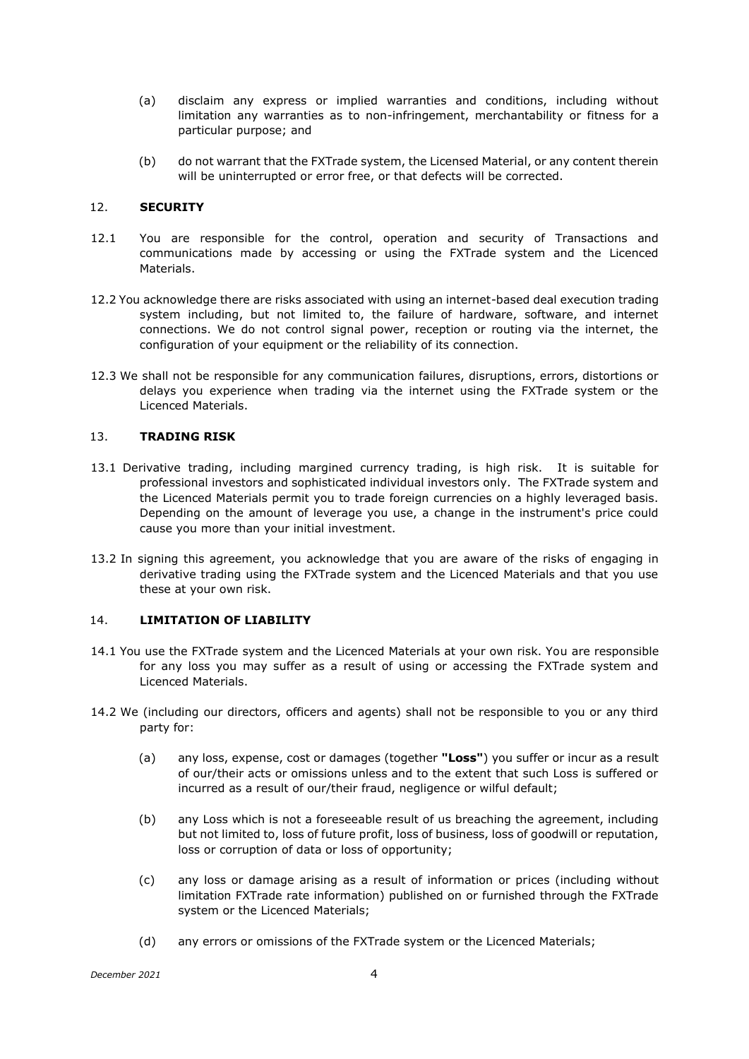(a) disclaim any express or implied warranties and conditions, including without limitation any warranties as to non-infringement, merchantability or fitness for a particular purpose; and

(b) do not warrant that the FXTrade system, the Licensed Material, or any content therein will be uninterrupted or error free, or that defects will be corrected.

## 12. SECURITY

12.1 You are responsible for the control, operation and security of Transactions and communications made by accessing or using the FXTrade system and the Licenced Materials.

12.2 You acknowledge there are risks associated with using an internet-based deal execution trading system including, but not limited to, the failure of hardware, software, and internet connections. We do not control signal power, reception or routing via the internet, the configuration of your equipment or the reliability of its connection.

12.3 We shall not be responsible for any communication failures, disruptions, errors, distortions or delays you experience when trading via the internet using the FXTrade system or the Licenced Materials.

## 13. TRADING RISK

13.1 Derivative trading, including margined currency trading, is high risk. It is suitable for professional investors and sophisticated individual investors only. The FXTrade system and the Licenced Materials permit you to trade foreign currencies on a highly leveraged basis. Depending on the amount of leverage you use, a change in the instrument's price could cause you more than your initial investment.

13.2 In signing this agreement, you acknowledge that you are aware of the risks of engaging in derivative trading using the FXTrade system and the Licenced Materials and that you use these at your own risk.

## 14. LIMITATION OF LIABILITY

14.1 You use the FXTrade system and the Licenced Materials at your own risk. You are responsible for any loss you may suffer as a result of using or accessing the FXTrade system and Licenced Materials.

14.2 We (including our directors, officers and agents) shall not be responsible to you or any third party for:

(a) any loss, expense, cost or damages (together **"Loss"**) you suffer or incur as a result of our/their acts or omissions unless and to the extent that such Loss is suffered or incurred as a result of our/their fraud, negligence or wilful default;

(b) any Loss which is not a foreseeable result of us breaching the agreement, including but not limited to, loss of future profit, loss of business, loss of goodwill or reputation, loss or corruption of data or loss of opportunity;

(c) any loss or damage arising as a result of information or prices (including without limitation FXTrade rate information) published on or furnished through the FXTrade system or the Licenced Materials;

(d) any errors or omissions of the FXTrade system or the Licenced Materials;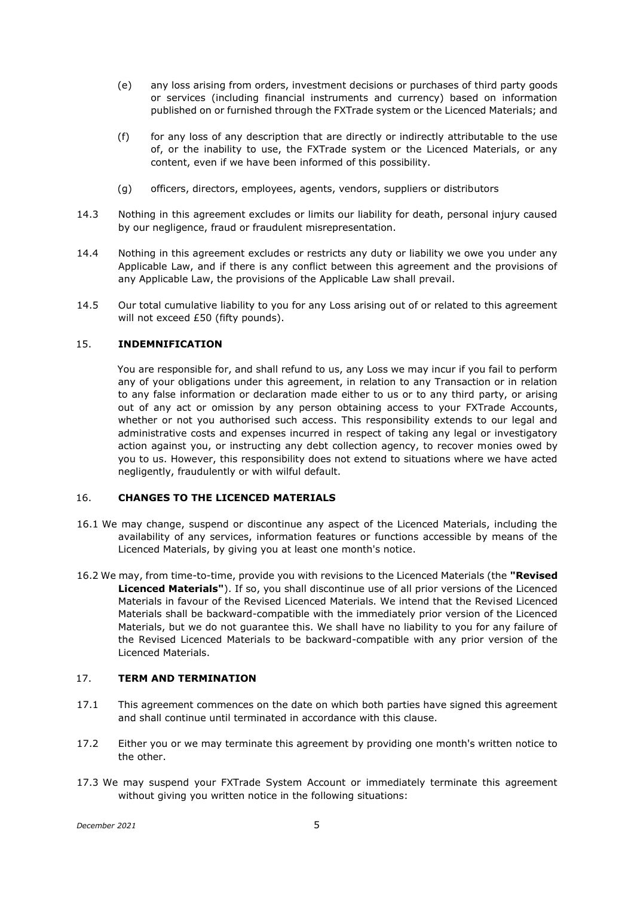(e) any loss arising from orders, investment decisions or purchases of third party goods or services (including financial instruments and currency) based on information published on or furnished through the FXTrade system or the Licenced Materials; and

(f) for any loss of any description that are directly or indirectly attributable to the use of, or the inability to use, the FXTrade system or the Licenced Materials, or any content, even if we have been informed of this possibility.

(g) officers, directors, employees, agents, vendors, suppliers or distributors

14.3 Nothing in this agreement excludes or limits our liability for death, personal injury caused by our negligence, fraud or fraudulent misrepresentation.

14.4 Nothing in this agreement excludes or restricts any duty or liability we owe you under any Applicable Law, and if there is any conflict between this agreement and the provisions of any Applicable Law, the provisions of the Applicable Law shall prevail.

14.5 Our total cumulative liability to you for any Loss arising out of or related to this agreement will not exceed £50 (fifty pounds).

## 15. INDEMNIFICATION

You are responsible for, and shall refund to us, any Loss we may incur if you fail to perform any of your obligations under this agreement, in relation to any Transaction or in relation to any false information or declaration made either to us or to any third party, or arising out of any act or omission by any person obtaining access to your FXTrade Accounts, whether or not you authorised such access. This responsibility extends to our legal and administrative costs and expenses incurred in respect of taking any legal or investigatory action against you, or instructing any debt collection agency, to recover monies owed by you to us. However, this responsibility does not extend to situations where we have acted negligently, fraudulently or with wilful default.

## 16. CHANGES TO THE LICENCED MATERIALS

16.1 We may change, suspend or discontinue any aspect of the Licenced Materials, including the availability of any services, information features or functions accessible by means of the Licenced Materials, by giving you at least one month's notice.

16.2 We may, from time-to-time, provide you with revisions to the Licenced Materials (the **"Revised Licenced Materials"**). If so, you shall discontinue use of all prior versions of the Licenced Materials in favour of the Revised Licenced Materials. We intend that the Revised Licenced Materials shall be backward-compatible with the immediately prior version of the Licenced Materials, but we do not guarantee this. We shall have no liability to you for any failure of the Revised Licenced Materials to be backward-compatible with any prior version of the Licenced Materials.

## 17. TERM AND TERMINATION

17.1 This agreement commences on the date on which both parties have signed this agreement and shall continue until terminated in accordance with this clause.

17.2 Either you or we may terminate this agreement by providing one month's written notice to the other.

17.3 We may suspend your FXTrade System Account or immediately terminate this agreement without giving you written notice in the following situations: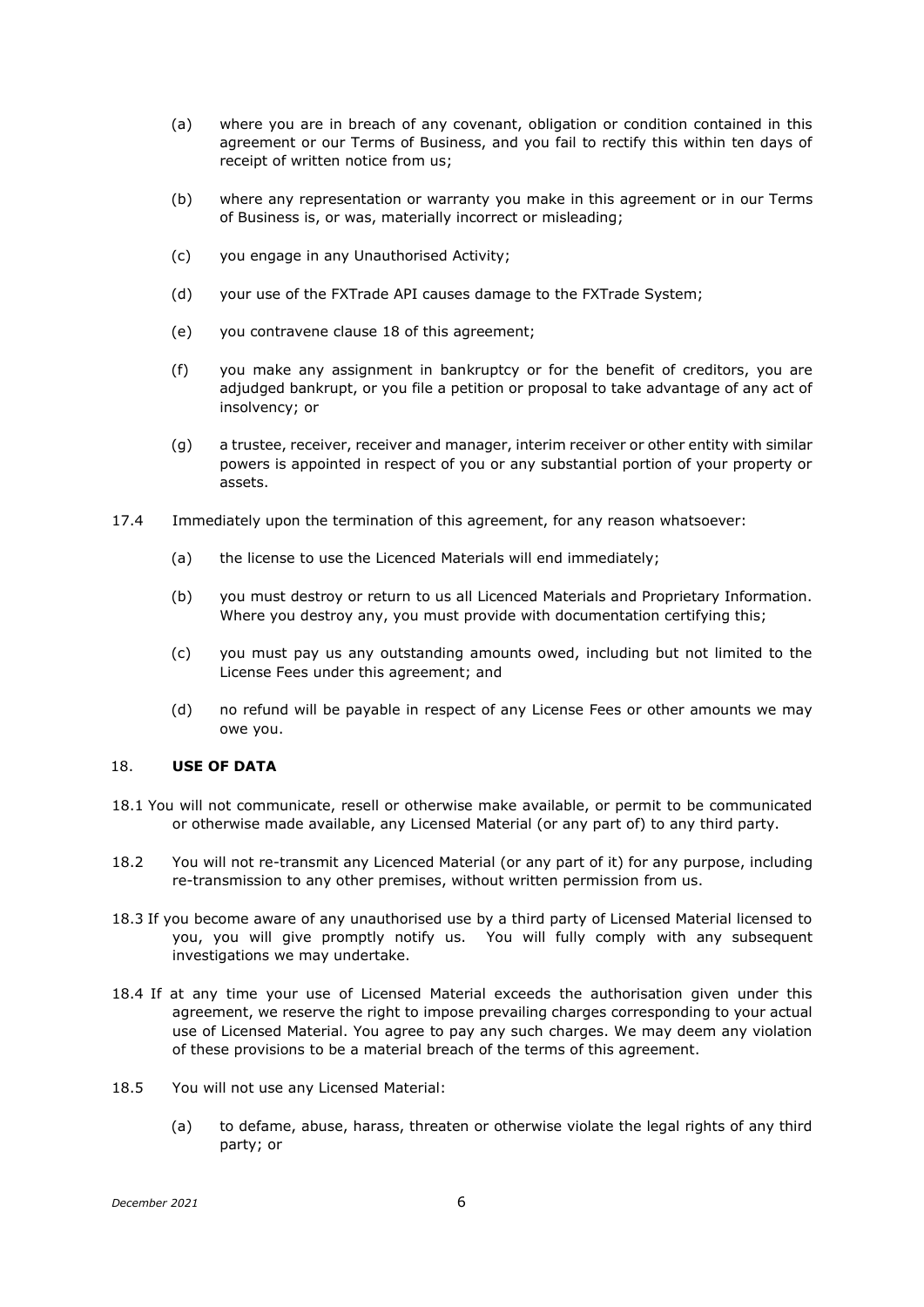(a) where you are in breach of any covenant, obligation or condition contained in this agreement or our Terms of Business, and you fail to rectify this within ten days of receipt of written notice from us;

(b) where any representation or warranty you make in this agreement or in our Terms of Business is, or was, materially incorrect or misleading;

(c) you engage in any Unauthorised Activity;

(d) your use of the FXTrade API causes damage to the FXTrade System;

(e) you contravene clause 18 of this agreement;

(f) you make any assignment in bankruptcy or for the benefit of creditors, you are adjudged bankrupt, or you file a petition or proposal to take advantage of any act of insolvency; or

(g) a trustee, receiver, receiver and manager, interim receiver or other entity with similar powers is appointed in respect of you or any substantial portion of your property or assets.

17.4 Immediately upon the termination of this agreement, for any reason whatsoever:

(a) the license to use the Licenced Materials will end immediately;

(b) you must destroy or return to us all Licenced Materials and Proprietary Information. Where you destroy any, you must provide with documentation certifying this;

(c) you must pay us any outstanding amounts owed, including but not limited to the License Fees under this agreement; and

(d) no refund will be payable in respect of any License Fees or other amounts we may owe you.

## 18. **USE OF DATA**

18.1 You will not communicate, resell or otherwise make available, or permit to be communicated or otherwise made available, any Licensed Material (or any part of) to any third party.

18.2 You will not re-transmit any Licenced Material (or any part of it) for any purpose, including re-transmission to any other premises, without written permission from us.

18.3 If you become aware of any unauthorised use by a third party of Licensed Material licensed to you, you will give promptly notify us. You will fully comply with any subsequent investigations we may undertake.

18.4 If at any time your use of Licensed Material exceeds the authorisation given under this agreement, we reserve the right to impose prevailing charges corresponding to your actual use of Licensed Material. You agree to pay any such charges. We may deem any violation of these provisions to be a material breach of the terms of this agreement.

18.5 You will not use any Licensed Material:

(a) to defame, abuse, harass, threaten or otherwise violate the legal rights of any third party; or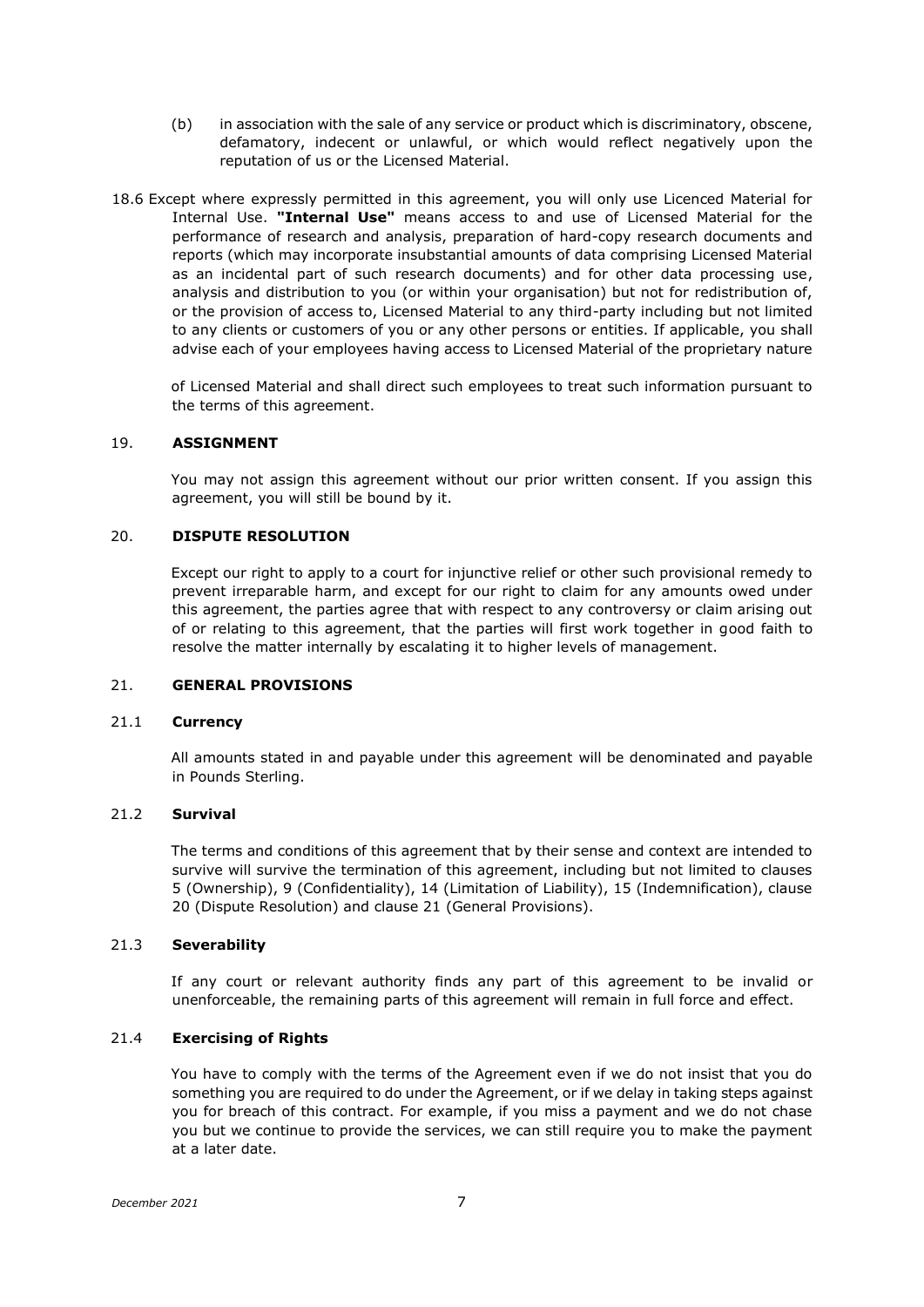(b) in association with the sale of any service or product which is discriminatory, obscene, defamatory, indecent or unlawful, or which would reflect negatively upon the reputation of us or the Licensed Material.

18.6 Except where expressly permitted in this agreement, you will only use Licenced Material for Internal Use. **"Internal Use"** means access to and use of Licensed Material for the performance of research and analysis, preparation of hard-copy research documents and reports (which may incorporate insubstantial amounts of data comprising Licensed Material as an incidental part of such research documents) and for other data processing use, analysis and distribution to you (or within your organisation) but not for redistribution of, or the provision of access to, Licensed Material to any third-party including but not limited to any clients or customers of you or any other persons or entities. If applicable, you shall advise each of your employees having access to Licensed Material of the proprietary nature of Licensed Material and shall direct such employees to treat such information pursuant to the terms of this agreement.

## 19. ASSIGNMENT

You may not assign this agreement without our prior written consent. If you assign this agreement, you will still be bound by it.

## 20. DISPUTE RESOLUTION

Except our right to apply to a court for injunctive relief or other such provisional remedy to prevent irreparable harm, and except for our right to claim for any amounts owed under this agreement, the parties agree that with respect to any controversy or claim arising out of or relating to this agreement, that the parties will first work together in good faith to resolve the matter internally by escalating it to higher levels of management.

## 21. GENERAL PROVISIONS

### 21.1 Currency

All amounts stated in and payable under this agreement will be denominated and payable in Pounds Sterling.

### 21.2 Survival

The terms and conditions of this agreement that by their sense and context are intended to survive will survive the termination of this agreement, including but not limited to clauses 5 (Ownership), 9 (Confidentiality), 14 (Limitation of Liability), 15 (Indemnification), clause 20 (Dispute Resolution) and clause 21 (General Provisions).

### 21.3 Severability

If any court or relevant authority finds any part of this agreement to be invalid or unenforceable, the remaining parts of this agreement will remain in full force and effect.

### 21.4 Exercising of Rights

You have to comply with the terms of the Agreement even if we do not insist that you do something you are required to do under the Agreement, or if we delay in taking steps against you for breach of this contract. For example, if you miss a payment and we do not chase you but we continue to provide the services, we can still require you to make the payment at a later date.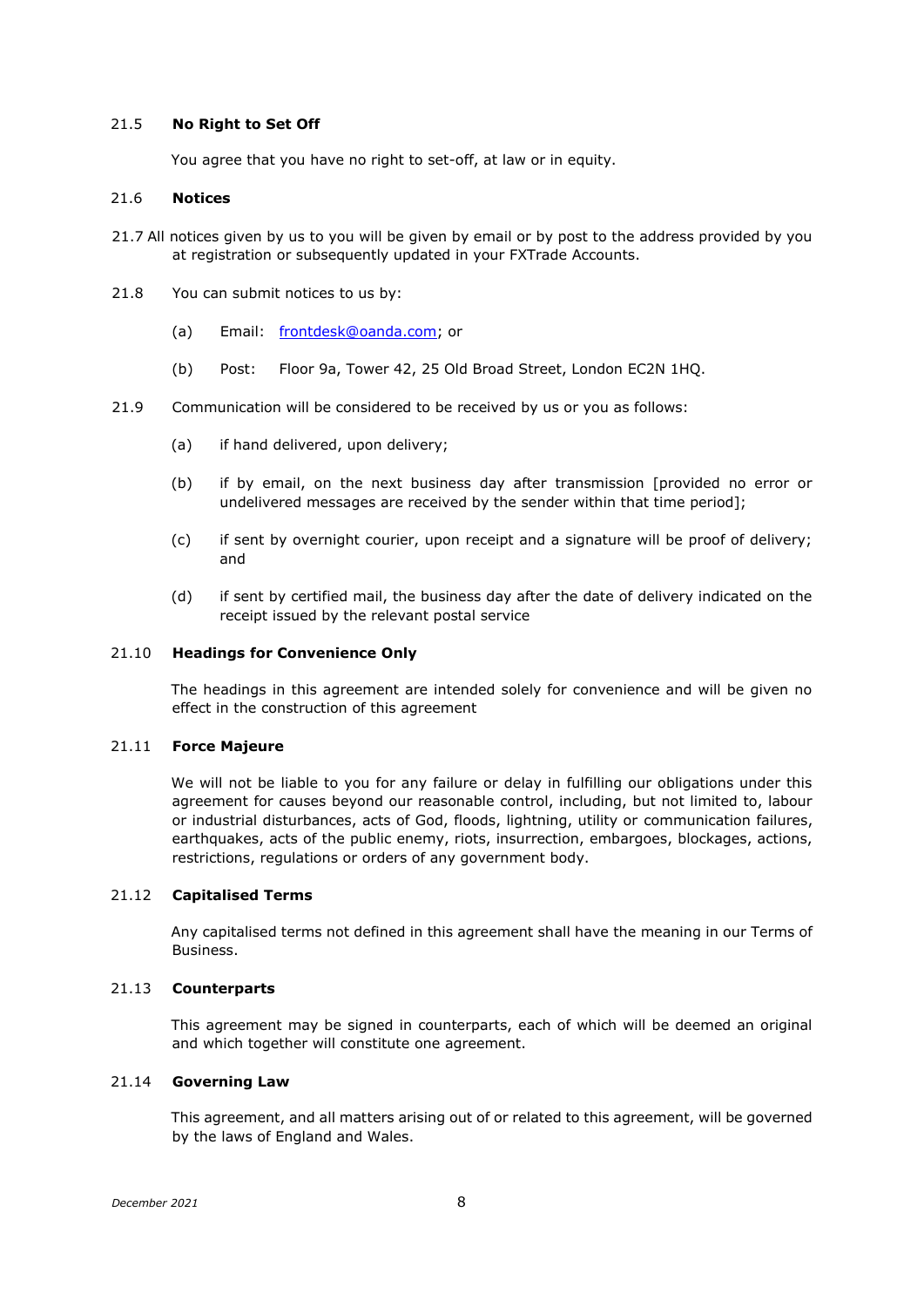21.5 **No Right to Set Off**

You agree that you have no right to set-off, at law or in equity.

21.6 **Notices**

21.7 All notices given by us to you will be given by email or by post to the address provided by you at registration or subsequently updated in your FXTrade Accounts.

21.8 You can submit notices to us by:

(a) Email: frontdesk@oanda.com; or

(b) Post: Floor 9a, Tower 42, 25 Old Broad Street, London EC2N 1HQ.

21.9 Communication will be considered to be received by us or you as follows:

(a) if hand delivered, upon delivery;

(b) if by email, on the next business day after transmission [provided no error or undelivered messages are received by the sender within that time period];

(c) if sent by overnight courier, upon receipt and a signature will be proof of delivery; and

(d) if sent by certified mail, the business day after the date of delivery indicated on the receipt issued by the relevant postal service

21.10 **Headings for Convenience Only**

The headings in this agreement are intended solely for convenience and will be given no effect in the construction of this agreement

21.11 **Force Majeure**

We will not be liable to you for any failure or delay in fulfilling our obligations under this agreement for causes beyond our reasonable control, including, but not limited to, labour or industrial disturbances, acts of God, floods, lightning, utility or communication failures, earthquakes, acts of the public enemy, riots, insurrection, embargoes, blockages, actions, restrictions, regulations or orders of any government body.

21.12 **Capitalised Terms**

Any capitalised terms not defined in this agreement shall have the meaning in our Terms of Business.

21.13 **Counterparts**

This agreement may be signed in counterparts, each of which will be deemed an original and which together will constitute one agreement.

21.14 **Governing Law**

This agreement, and all matters arising out of or related to this agreement, will be governed by the laws of England and Wales.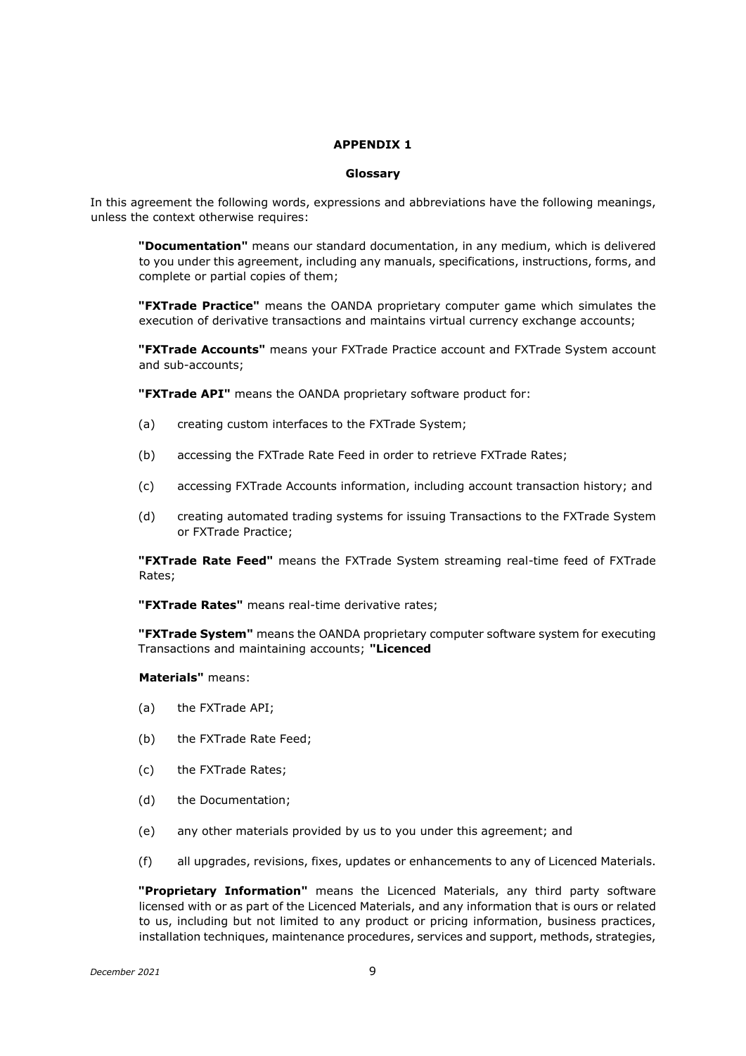**APPENDIX 1**

**Glossary**

In this agreement the following words, expressions and abbreviations have the following meanings, unless the context otherwise requires:

**"Documentation"** means our standard documentation, in any medium, which is delivered to you under this agreement, including any manuals, specifications, instructions, forms, and complete or partial copies of them;

**"FXTrade Practice"** means the OANDA proprietary computer game which simulates the execution of derivative transactions and maintains virtual currency exchange accounts;

**"FXTrade Accounts"** means your FXTrade Practice account and FXTrade System account and sub-accounts;

**"FXTrade API"** means the OANDA proprietary software product for:

(a) creating custom interfaces to the FXTrade System;

(b) accessing the FXTrade Rate Feed in order to retrieve FXTrade Rates;

(c) accessing FXTrade Accounts information, including account transaction history; and

(d) creating automated trading systems for issuing Transactions to the FXTrade System or FXTrade Practice;

**"FXTrade Rate Feed"** means the FXTrade System streaming real-time feed of FXTrade Rates;

**"FXTrade Rates"** means real-time derivative rates;

**"FXTrade System"** means the OANDA proprietary computer software system for executing Transactions and maintaining accounts;

**"Licenced Materials"** means:

(a) the FXTrade API;

(b) the FXTrade Rate Feed;

(c) the FXTrade Rates;

(d) the Documentation;

(e) any other materials provided by us to you under this agreement; and

(f) all upgrades, revisions, fixes, updates or enhancements to any of Licenced Materials.

**"Proprietary Information"** means the Licenced Materials, any third party software licensed with or as part of the Licenced Materials, and any information that is ours or related to us, including but not limited to any product or pricing information, business practices, installation techniques, maintenance procedures, services and support, methods, strategies,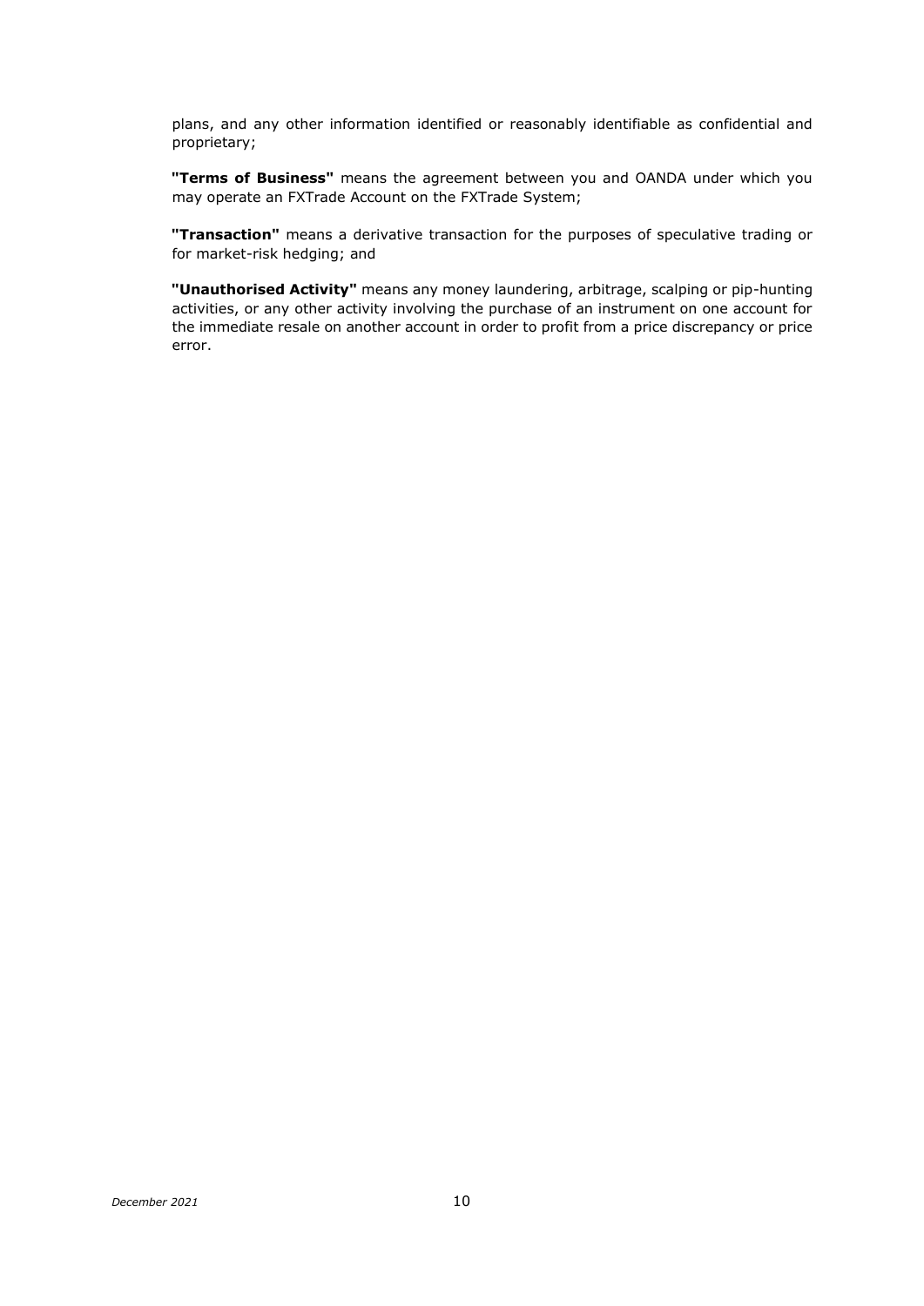plans, and any other information identified or reasonably identifiable as confidential and proprietary;

**"Terms of Business"** means the agreement between you and OANDA under which you may operate an FXTrade Account on the FXTrade System;

**"Transaction"** means a derivative transaction for the purposes of speculative trading or for market-risk hedging; and

**"Unauthorised Activity"** means any money laundering, arbitrage, scalping or pip-hunting activities, or any other activity involving the purchase of an instrument on one account for the immediate resale on another account in order to profit from a price discrepancy or price error.